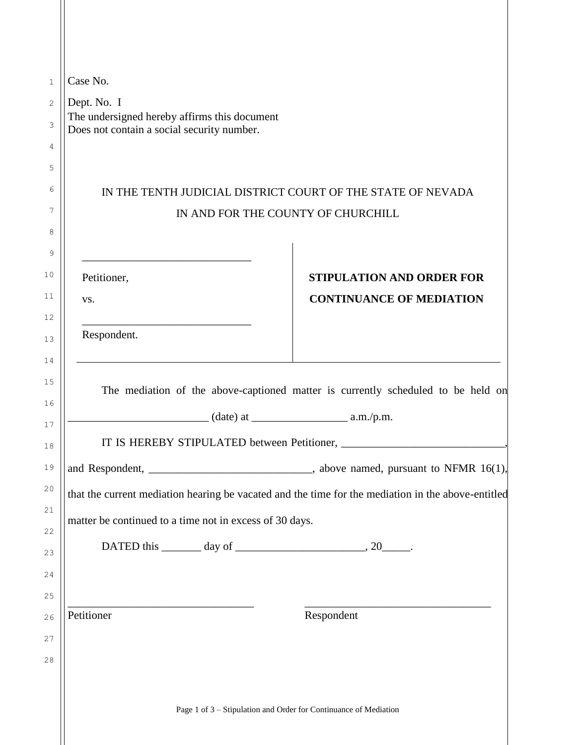Case No.

Dept. No. I

The undersigned hereby affirms this document
Does not contain a social security number.

IN THE TENTH JUDICIAL DISTRICT COURT OF THE STATE OF NEVADA

IN AND FOR THE COUNTY OF CHURCHILL

| | |
|---|---|
| ______________________________ | |
| Petitioner, | **STIPULATION AND ORDER FOR** |
| vs. | **CONTINUANCE OF MEDIATION** |
| ______________________________ | |
| Respondent. | |

The mediation of the above-captioned matter is currently scheduled to be held on _________________________ (date) at _________________ a.m./p.m.

IT IS HEREBY STIPULATED between Petitioner, _____________________________, and Respondent, ____________________________, above named, pursuant to NFMR 16(1), that the current mediation hearing be vacated and the time for the mediation in the above-entitled matter be continued to a time not in excess of 30 days.

DATED this _______ day of _______________________, 20_____.

_________________________________
Petitioner

_________________________________
Respondent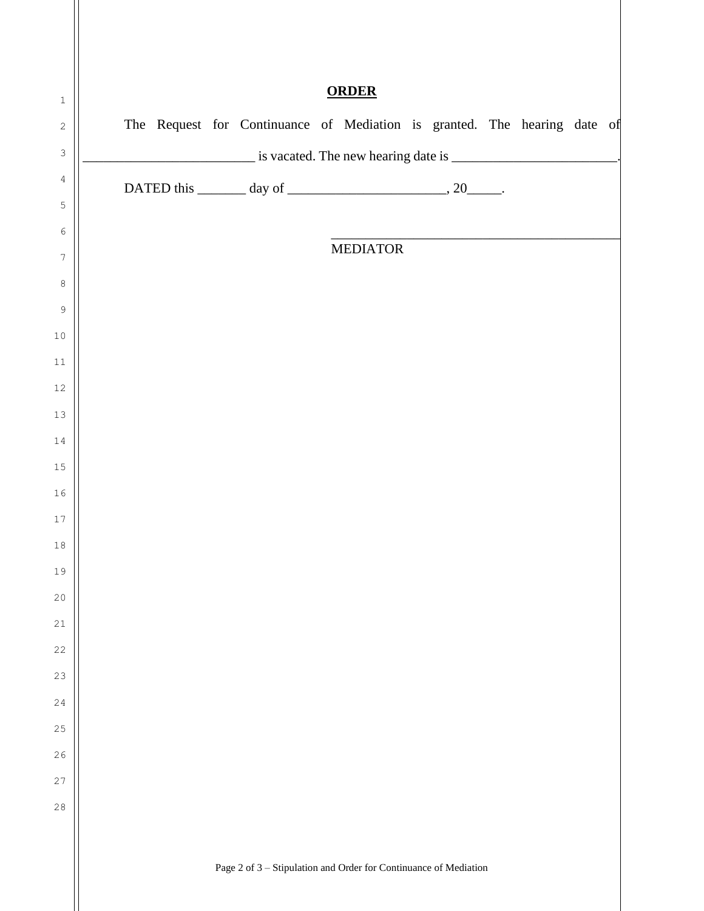**ORDER**

The Request for Continuance of Mediation is granted. The hearing date of _________________________ is vacated. The new hearing date is ________________________.

DATED this _______ day of ______________________, 20_____.

_____________________________________________
MEDIATOR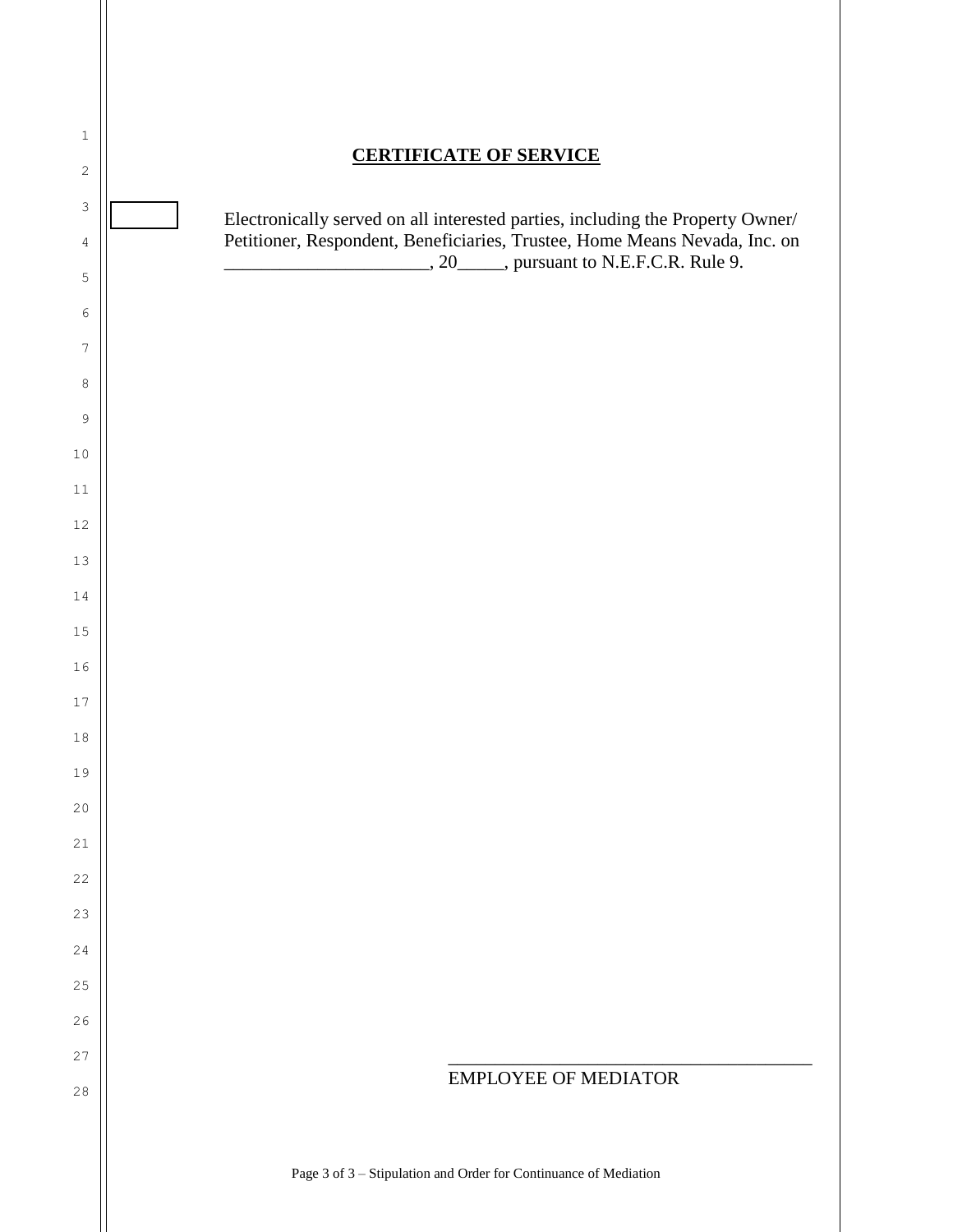## **CERTIFICATE OF SERVICE**

Electronically served on all interested parties, including the Property Owner/ Petitioner, Respondent, Beneficiaries, Trustee, Home Means Nevada, Inc. on ______________________, 20_____, pursuant to N.E.F.C.R. Rule 9.

_________________________________________
EMPLOYEE OF MEDIATOR